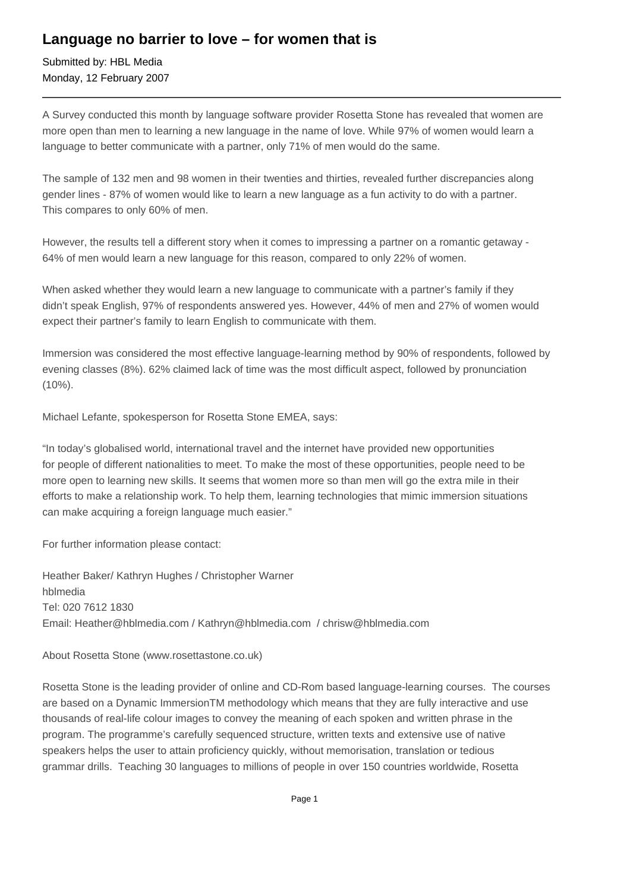# Language no barrier to love – for women that is

Submitted by: HBL Media
Monday, 12 February 2007

---

A Survey conducted this month by language software provider Rosetta Stone has revealed that women are more open than men to learning a new language in the name of love. While 97% of women would learn a language to better communicate with a partner, only 71% of men would do the same.

The sample of 132 men and 98 women in their twenties and thirties, revealed further discrepancies along gender lines - 87% of women would like to learn a new language as a fun activity to do with a partner. This compares to only 60% of men.

However, the results tell a different story when it comes to impressing a partner on a romantic getaway - 64% of men would learn a new language for this reason, compared to only 22% of women.

When asked whether they would learn a new language to communicate with a partner's family if they didn't speak English, 97% of respondents answered yes. However, 44% of men and 27% of women would expect their partner's family to learn English to communicate with them.

Immersion was considered the most effective language-learning method by 90% of respondents, followed by evening classes (8%). 62% claimed lack of time was the most difficult aspect, followed by pronunciation (10%).

Michael Lefante, spokesperson for Rosetta Stone EMEA, says:

"In today's globalised world, international travel and the internet have provided new opportunities for people of different nationalities to meet. To make the most of these opportunities, people need to be more open to learning new skills. It seems that women more so than men will go the extra mile in their efforts to make a relationship work. To help them, learning technologies that mimic immersion situations can make acquiring a foreign language much easier."

For further information please contact:

Heather Baker/ Kathryn Hughes / Christopher Warner
hblmedia
Tel: 020 7612 1830
Email: Heather@hblmedia.com / Kathryn@hblmedia.com / chrisw@hblmedia.com

About Rosetta Stone (www.rosettastone.co.uk)

Rosetta Stone is the leading provider of online and CD-Rom based language-learning courses. The courses are based on a Dynamic ImmersionTM methodology which means that they are fully interactive and use thousands of real-life colour images to convey the meaning of each spoken and written phrase in the program. The programme's carefully sequenced structure, written texts and extensive use of native speakers helps the user to attain proficiency quickly, without memorisation, translation or tedious grammar drills. Teaching 30 languages to millions of people in over 150 countries worldwide, Rosetta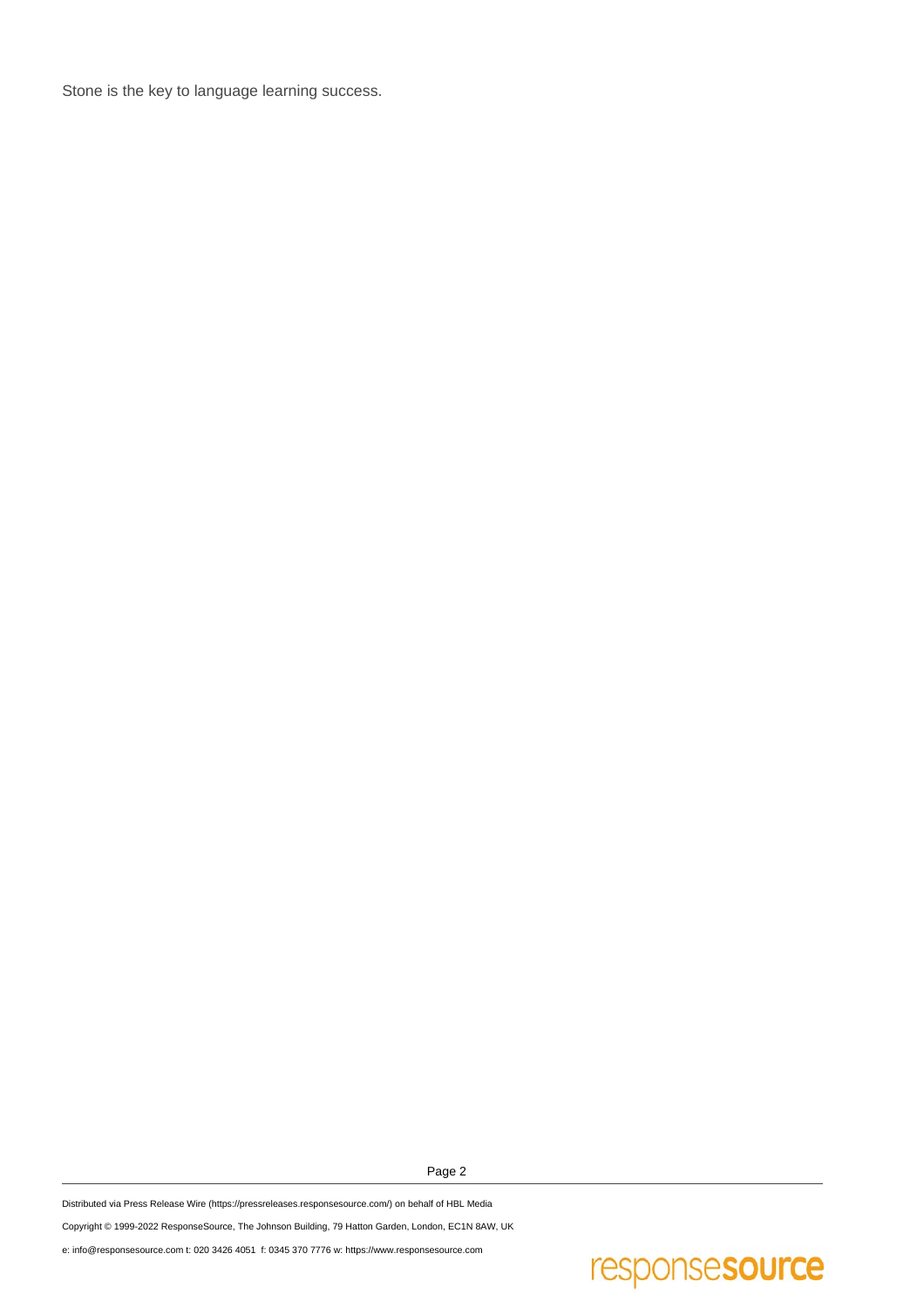Stone is the key to language learning success.